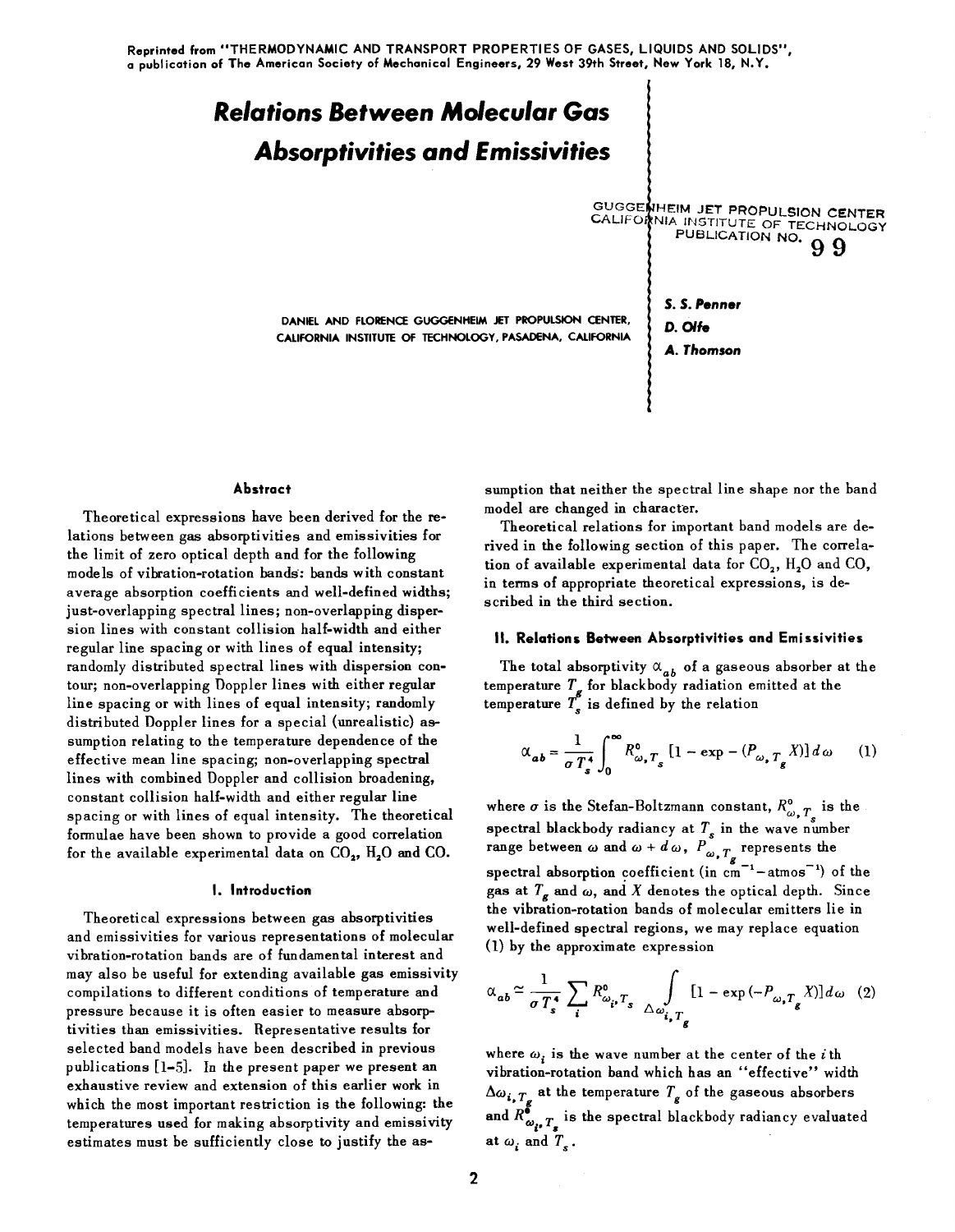Reprinted from "THERMODYNAMIC AND TRANSPORT PROPERTIES OF GASES, LIQUIDS AND SOLIDS", a publication of The American Society of Mechanical Engineers, 29 West 39th Street, New York 18, N.Y.

# Relations Between Molecular Gas Absorptivities and Emissivities

GUGGENHEIM JET PROPULSION CENTER
CALIFORNIA INSTITUTE OF TECHNOLOGY
PUBLICATION NO. 99

DANIEL AND FLORENCE GUGGENHEIM JET PROPULSION CENTER, CALIFORNIA INSTITUTE OF TECHNOLOGY, PASADENA, CALIFORNIA

***S. S. Penner***
***D. Olfe***
***A. Thomson***

### Abstract

Theoretical expressions have been derived for the relations between gas absorptivities and emissivities for the limit of zero optical depth and for the following models of vibration-rotation bands: bands with constant average absorption coefficients and well-defined widths; just-overlapping spectral lines; non-overlapping dispersion lines with constant collision half-width and either regular line spacing or with lines of equal intensity; randomly distributed spectral lines with dispersion contour; non-overlapping Doppler lines with either regular line spacing or with lines of equal intensity; randomly distributed Doppler lines for a special (unrealistic) assumption relating to the temperature dependence of the effective mean line spacing; non-overlapping spectral lines with combined Doppler and collision broadening, constant collision half-width and either regular line spacing or with lines of equal intensity. The theoretical formulae have been shown to provide a good correlation for the available experimental data on $CO_2$, $H_2O$ and CO.

### I. Introduction

Theoretical expressions between gas absorptivities and emissivities for various representations of molecular vibration-rotation bands are of fundamental interest and may also be useful for extending available gas emissivity compilations to different conditions of temperature and pressure because it is often easier to measure absorptivities than emissivities. Representative results for selected band models have been described in previous publications [1-5]. In the present paper we present an exhaustive review and extension of this earlier work in which the most important restriction is the following: the temperatures used for making absorptivity and emissivity estimates must be sufficiently close to justify the assumption that neither the spectral line shape nor the band model are changed in character.

Theoretical relations for important band models are derived in the following section of this paper. The correlation of available experimental data for $CO_2$, $H_2O$ and CO, in terms of appropriate theoretical expressions, is described in the third section.

### II. Relations Between Absorptivities and Emissivities

The total absorptivity $\alpha_{ab}$ of a gaseous absorber at the temperature $T_g$ for blackbody radiation emitted at the temperature $T_s$ is defined by the relation

$$\alpha_{ab} = \frac{1}{\sigma T_s^4} \int_0^\infty R^0_{\omega, T_s} \left[1 - \exp - (P_{\omega, T_g} X)\right] d\omega \qquad (1)$$

where $\sigma$ is the Stefan-Boltzmann constant, $R^0_{\omega, T_s}$ is the spectral blackbody radiancy at $T_s$ in the wave number range between $\omega$ and $\omega + d\omega$, $P_{\omega, T_g}$ represents the spectral absorption coefficient (in cm$^{-1}$–atmos$^{-1}$) of the gas at $T_g$ and $\omega$, and $X$ denotes the optical depth. Since the vibration-rotation bands of molecular emitters lie in well-defined spectral regions, we may replace equation (1) by the approximate expression

$$\alpha_{ab} \simeq \frac{1}{\sigma T_s^4} \sum_i R^0_{\omega_i, T_s} \int_{\Delta\omega_{i, T_g}} \left[1 - \exp(-P_{\omega, T_g} X)\right] d\omega \quad (2)$$

where $\omega_i$ is the wave number at the center of the $i$th vibration-rotation band which has an "effective" width $\Delta\omega_{i, T_g}$ at the temperature $T_g$ of the gaseous absorbers and $R^0_{\omega_i, T_s}$ is the spectral blackbody radiancy evaluated at $\omega_i$ and $T_s$.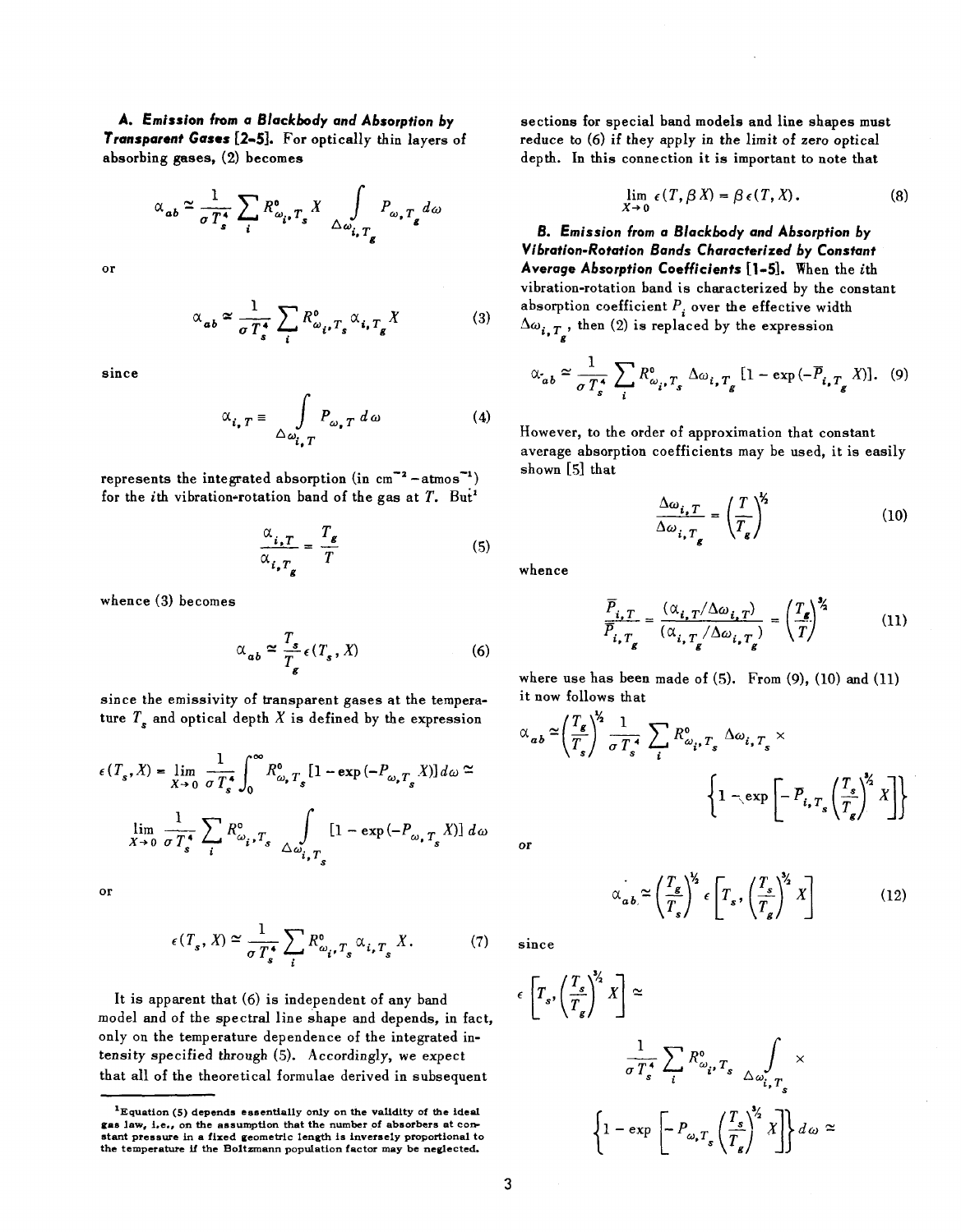**A. Emission from a Blackbody and Absorption by Transparent Gases [2-5].** For optically thin layers of absorbing gases, (2) becomes

$$\alpha_{ab} \simeq \frac{1}{\sigma T_s^4} \sum_i R^0_{\omega_i, T_s} X \int_{\Delta\omega_{i,T_g}} P_{\omega, T_g} \, d\omega$$

or

$$\alpha_{ab} \simeq \frac{1}{\sigma T_s^4} \sum_i R^0_{\omega_i, T_s} \alpha_{i, T_g} X \tag{3}$$

since

$$\alpha_{i,T} \equiv \int_{\Delta\omega_{i,T}} P_{\omega, T} \, d\omega \tag{4}$$

represents the integrated absorption (in cm$^{-2}$ – atmos$^{-1}$) for the $i$th vibration-rotation band of the gas at $T$. But[1]

$$\frac{\alpha_{i,T}}{\alpha_{i,T_g}} = \frac{T_g}{T} \tag{5}$$

whence (3) becomes

$$\alpha_{ab} \simeq \frac{T_s}{T_g} \epsilon(T_s, X) \tag{6}$$

since the emissivity of transparent gases at the temperature $T_s$ and optical depth $X$ is defined by the expression

$$\epsilon(T_s, X) = \lim_{X \to 0} \frac{1}{\sigma T_s^4} \int_0^\infty R^0_{\omega, T_s} [1 - \exp(-P_{\omega, T_s} X)] \, d\omega \simeq$$

$$\lim_{X \to 0} \frac{1}{\sigma T_s^4} \sum_i R^0_{\omega_i, T_s} \int_{\Delta\omega_{i,T_s}} [1 - \exp(-P_{\omega, T_s} X)] \, d\omega$$

or

$$\epsilon(T_s, X) \simeq \frac{1}{\sigma T_s^4} \sum_i R^0_{\omega_i, T_s} \alpha_{i, T_s} X. \tag{7}$$

It is apparent that (6) is independent of any band model and of the spectral line shape and depends, in fact, only on the temperature dependence of the integrated intensity specified through (5). Accordingly, we expect that all of the theoretical formulae derived in subsequent sections for special band models and line shapes must reduce to (6) if they apply in the limit of zero optical depth. In this connection it is important to note that

$$\lim_{X \to 0} \epsilon(T, \beta X) = \beta \epsilon(T, X). \tag{8}$$

**B. Emission from a Blackbody and Absorption by Vibration-Rotation Bands Characterized by Constant Average Absorption Coefficients [1-5].** When the $i$th vibration-rotation band is characterized by the constant absorption coefficient $\bar{P}_i$ over the effective width $\Delta\omega_{i,T_g}$, then (2) is replaced by the expression

$$\alpha_{ab} \simeq \frac{1}{\sigma T_s^4} \sum_i R^0_{\omega_i, T_s} \Delta\omega_{i, T_g} [1 - \exp(-\bar{P}_{i, T_g} X)]. \tag{9}$$

However, to the order of approximation that constant average absorption coefficients may be used, it is easily shown [5] that

$$\frac{\Delta\omega_{i,T}}{\Delta\omega_{i,T_g}} = \left(\frac{T}{T_g}\right)^{1/2} \tag{10}$$

whence

$$\frac{\bar{P}_{i,T}}{\bar{P}_{i,T_g}} = \frac{(\alpha_{i,T}/\Delta\omega_{i,T})}{(\alpha_{i,T_g}/\Delta\omega_{i,T_g})} = \left(\frac{T_g}{T}\right)^{3/2} \tag{11}$$

where use has been made of (5). From (9), (10) and (11) it now follows that

$$\alpha_{ab} \simeq \left(\frac{T_g}{T_s}\right)^{1/2} \frac{1}{\sigma T_s^4} \sum_i R^0_{\omega_i, T_s} \Delta\omega_{i, T_s} \times \left\{1 - \exp\left[-\bar{P}_{i, T_s} \left(\frac{T_s}{T_g}\right)^{3/2} X\right]\right\}$$

or

$$\alpha_{ab} \simeq \left(\frac{T_g}{T_s}\right)^{1/2} \epsilon\left[T_s, \left(\frac{T_s}{T_g}\right)^{3/2} X\right] \tag{12}$$

since

$$\epsilon\left[T_s, \left(\frac{T_s}{T_g}\right)^{3/2} X\right] \simeq \frac{1}{\sigma T_s^4} \sum_i R^0_{\omega_i, T_s} \int_{\Delta\omega_{i,T_s}} \times \left\{1 - \exp\left[-P_{\omega, T_s} \left(\frac{T_s}{T_g}\right)^{3/2} X\right]\right\} d\omega \simeq$$

---

[1] Equation (5) depends essentially only on the validity of the ideal gas law, i.e., on the assumption that the number of absorbers at constant pressure in a fixed geometric length is inversely proportional to the temperature if the Boltzmann population factor may be neglected.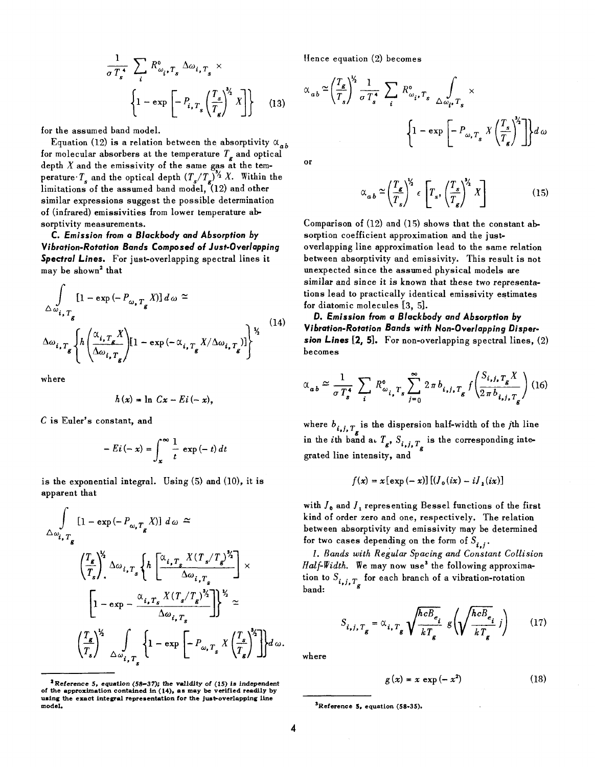$$\frac{1}{\sigma T_s^4} \sum_i R^0_{\omega_i, T_s} \Delta\omega_{i, T_s} \times$$

$$\left\{1 - \exp\left[-P_{i, T_s}\left(\frac{T_s}{T_g}\right)^{3/2} X\right]\right\} \tag{13}$$

for the assumed band model.

Equation (12) is a relation between the absorptivity $\alpha_{ab}$ for molecular absorbers at the temperature $T_g$ and optical depth $X$ and the emissivity of the same gas at the temperature $T_s$ and the optical depth $(T_s/T_g)^{3/2} X$. Within the limitations of the assumed band model, (12) and other similar expressions suggest the possible determination of (infrared) emissivities from lower temperature absorptivity measurements.

**C. *Emission from a Blackbody and Absorption by Vibration-Rotation Bands Composed of Just-Overlapping Spectral Lines.*** For just-overlapping spectral lines it may be shown[2] that

$$\int_{\Delta\omega_{i,T_g}} [1 - \exp(-P_{\omega, T_g} X)]\, d\omega \simeq$$

$$\Delta\omega_{i,T_g}\left\{h\left(\frac{\alpha_{i,T_g} X}{\Delta\omega_{i,T_g}}\right)[1 - \exp(-\alpha_{i,T_g} X/\Delta\omega_{i,T_g})]\right\}^{1/2} \tag{14}$$

where

$$h(x) = \ln Cx - Ei(-x),$$

$C$ is Euler's constant, and

$$-Ei(-x) = \int_x^\infty \frac{1}{t} \exp(-t)\, dt$$

is the exponential integral. Using (5) and (10), it is apparent that

$$\int_{\Delta\omega_{i,T_g}} [1 - \exp(-P_{\omega, T_g} X)]\, d\omega \simeq$$

$$\left(\frac{T_g}{T_s}\right)^{1/2} \Delta\omega_{i,T_s}\left\{h\left[\frac{\alpha_{i,T_s} X (T_s/T_g)^{3/2}}{\Delta\omega_{i,T_s}}\right] \times \left[1 - \exp - \frac{\alpha_{i,T_s} X (T_s/T_g)^{3/2}}{\Delta\omega_{i,T_s}}\right]\right\}^{1/2} \simeq$$

$$\left(\frac{T_g}{T_s}\right)^{1/2} \int_{\Delta\omega_{i,T_s}} \left\{1 - \exp\left[-P_{\omega, T_s} X \left(\frac{T_s}{T_g}\right)^{3/2}\right]\right\} d\omega.$$

Hence equation (2) becomes

$$\alpha_{ab} \simeq \left(\frac{T_g}{T_s}\right)^{1/2} \frac{1}{\sigma T_s^4} \sum_i R^0_{\omega_i, T_s} \int_{\Delta\omega_i, T_s} \times \left\{1 - \exp\left[-P_{\omega, T_s} X \left(\frac{T_s}{T_g}\right)^{3/2}\right]\right\} d\omega$$

or

$$\alpha_{ab} \simeq \left(\frac{T_g}{T_s}\right)^{1/2} \epsilon\left[T_s, \left(\frac{T_s}{T_g}\right)^{1/2} X\right] \tag{15}$$

Comparison of (12) and (15) shows that the constant absorption coefficient approximation and the just-overlapping line approximation lead to the same relation between absorptivity and emissivity. This result is not unexpected since the assumed physical models are similar and since it is known that these two representations lead to practically identical emissivity estimates for diatomic molecules [3, 5].

**D. *Emission from a Blackbody and Absorption by Vibration-Rotation Bands with Non-Overlapping Dispersion Lines [2, 5].*** For non-overlapping spectral lines, (2) becomes

$$\alpha_{ab} \simeq \frac{1}{\sigma T_s^4} \sum_i R^0_{\omega_i, T_s} \sum_{j=0}^{\infty} 2\pi b_{i,j,T_g} f\left(\frac{S_{i,j,T_g} X}{2\pi b_{i,j,T_g}}\right) \tag{16}$$

where $b_{i,j,T_g}$ is the dispersion half-width of the $j$th line in the $i$th band at $T_g$, $S_{i,j,T_g}$ is the corresponding integrated line intensity, and

$$f(x) = x[\exp(-x)][(J_0(ix) - iJ_1(ix)]$$

with $J_0$ and $J_1$ representing Bessel functions of the first kind of order zero and one, respectively. The relation between absorptivity and emissivity may be determined for two cases depending on the form of $S_{i,j}$.

*1. Bands with Regular Spacing and Constant Collision Half-Width.* We may now use[3] the following approximation to $S_{i,j,T_g}$ for each branch of a vibration-rotation band:

$$S_{i,j,T_g} = \alpha_{i,T_g} \sqrt{\frac{hcB_{e_i}}{kT_g}}\, g\left(\sqrt{\frac{hcB_{e_i}}{kT_g}}\, j\right) \tag{17}$$

where

$$g(x) = x \exp(-x^2) \tag{18}$$

---

[2] Reference 5, equation (58-37); the validity of (15) is independent of the approximation contained in (14), as may be verified readily by using the exact integral representation for the just-overlapping line model.

[3] Reference 5, equation (58-35).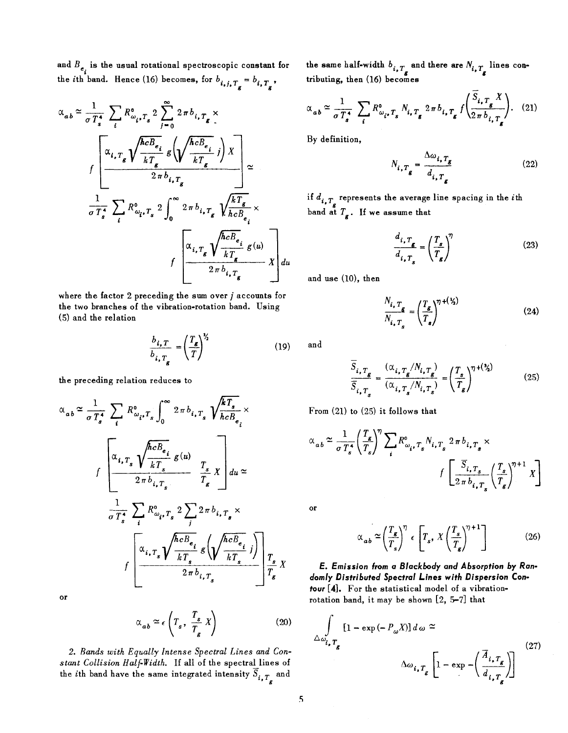and $B_{e_i}$ is the usual rotational spectroscopic constant for the $i$th band. Hence (16) becomes, for $b_{i,j,T_g} = b_{i,T_g}$,

$$\alpha_{ab} \simeq \frac{1}{\sigma T_s^4} \sum_i R^0_{\omega_i, T_s} 2 \sum_{j=0}^{\infty} 2\pi b_{i,T_g} \times f\left[\frac{\alpha_{i,T_g}\sqrt{\frac{hcB_{e_i}}{kT_g}}\, g\left(\sqrt{\frac{hcB_{e_i}}{kT_g}}\, j\right) X}{2\pi b_{i,T_g}}\right] \simeq$$

$$\frac{1}{\sigma T_s^4} \sum_i R^0_{\omega_i, T_s} 2 \int_0^{\infty} 2\pi b_{i,T_g} \sqrt{\frac{kT_g}{hcB_{e_i}}} \times f\left[\frac{\alpha_{i,T_g}\sqrt{\frac{hcB_{e_i}}{kT_g}}\, g(u)}{2\pi b_{i,T_g}} X\right] du$$

where the factor 2 preceding the sum over $j$ accounts for the two branches of the vibration-rotation band. Using (5) and the relation

$$\frac{b_{i,T}}{b_{i,T_g}} = \left(\frac{T_g}{T}\right)^{1/2} \tag{19}$$

the preceding relation reduces to

$$\alpha_{ab} \simeq \frac{1}{\sigma T_s^4} \sum_i R^0_{\omega_i, T_s} \int_0^{\infty} 2\pi b_{i,T_s} \sqrt{\frac{kT_s}{hcB_{e_i}}} \times f\left[\frac{\alpha_{i,T_s}\sqrt{\frac{hcB_{e_i}}{kT_s}}\, g(u)}{2\pi b_{i,T_s}} \frac{T_s}{T_g} X\right] du \simeq$$

$$\frac{1}{\sigma T_s^4} \sum_i R^0_{\omega_i, T_s} 2 \sum_j 2\pi b_{i,T_s} \times f\left[\frac{\alpha_{i,T_s}\sqrt{\frac{hcB_{e_i}}{kT_s}}\, g\left(\sqrt{\frac{hcB_{e_i}}{kT_s}}\, j\right)}{2\pi b_{i,T_s}} \frac{T_s}{T_g} X\right]$$

or

$$\alpha_{ab} \simeq \epsilon\left(T_s, \frac{T_s}{T_g} X\right) \tag{20}$$

*2. Bands with Equally Intense Spectral Lines and Constant Collision Half-Width.* If all of the spectral lines of the $i$th band have the same integrated intensity $\bar{S}_{i,T_g}$ and the same half-width $b_{i,T_g}$ and there are $N_{i,T_g}$ lines contributing, then (16) becomes

$$\alpha_{ab} \simeq \frac{1}{\sigma T_s^4} \sum_i R^0_{\omega_i, T_s} N_{i,T_g} 2\pi b_{i,T_g} f\left(\frac{\bar{S}_{i,T_g} X}{2\pi b_{i,T_g}}\right). \tag{21}$$

By definition,

$$N_{i,T_g} = \frac{\Delta\omega_{i,T_g}}{d_{i,T_g}} \tag{22}$$

if $d_{i,T_g}$ represents the average line spacing in the $i$th band at $T_g$. If we assume that

$$\frac{d_{i,T_g}}{d_{i,T_s}} = \left(\frac{T_s}{T_g}\right)^{\eta} \tag{23}$$

and use (10), then

$$\frac{N_{i,T_g}}{N_{i,T_s}} = \left(\frac{T_g}{T_s}\right)^{\eta + (1/2)} \tag{24}$$

and

$$\frac{\bar{S}_{i,T_g}}{\bar{S}_{i,T_s}} = \frac{(\alpha_{i,T_g}/N_{i,T_g})}{(\alpha_{i,T_s}/N_{i,T_s})} = \left(\frac{T_s}{T_g}\right)^{\eta + (1/2)} \tag{25}$$

From (21) to (25) it follows that

$$\alpha_{ab} \simeq \frac{1}{\sigma T_s^4} \left(\frac{T_g}{T_s}\right)^{\eta} \sum_i R^0_{\omega_i, T_s} N_{i,T_s} 2\pi b_{i,T_s} \times f\left[\frac{\bar{S}_{i,T_s}}{2\pi b_{i,T_s}} \left(\frac{T_s}{T_g}\right)^{\eta+1} X\right]$$

or

$$\alpha_{ab} \simeq \left(\frac{T_g}{T_s}\right)^{\eta} \epsilon\left[T_s, X\left(\frac{T_s}{T_g}\right)^{\eta+1}\right] \tag{26}$$

***E. Emission from a Blackbody and Absorption by Randomly Distributed Spectral Lines with Dispersion Contour*** [4]. For the statistical model of a vibration-rotation band, it may be shown [2, 5–7] that

$$\int_{\Delta\omega_{i,T_g}} [1 - \exp(-P_\omega X)]\, d\omega \simeq \Delta\omega_{i,T_g}\left[1 - \exp - \left(\frac{\bar{A}_{i,T_g}}{d_{i,T_g}}\right)\right] \tag{27}$$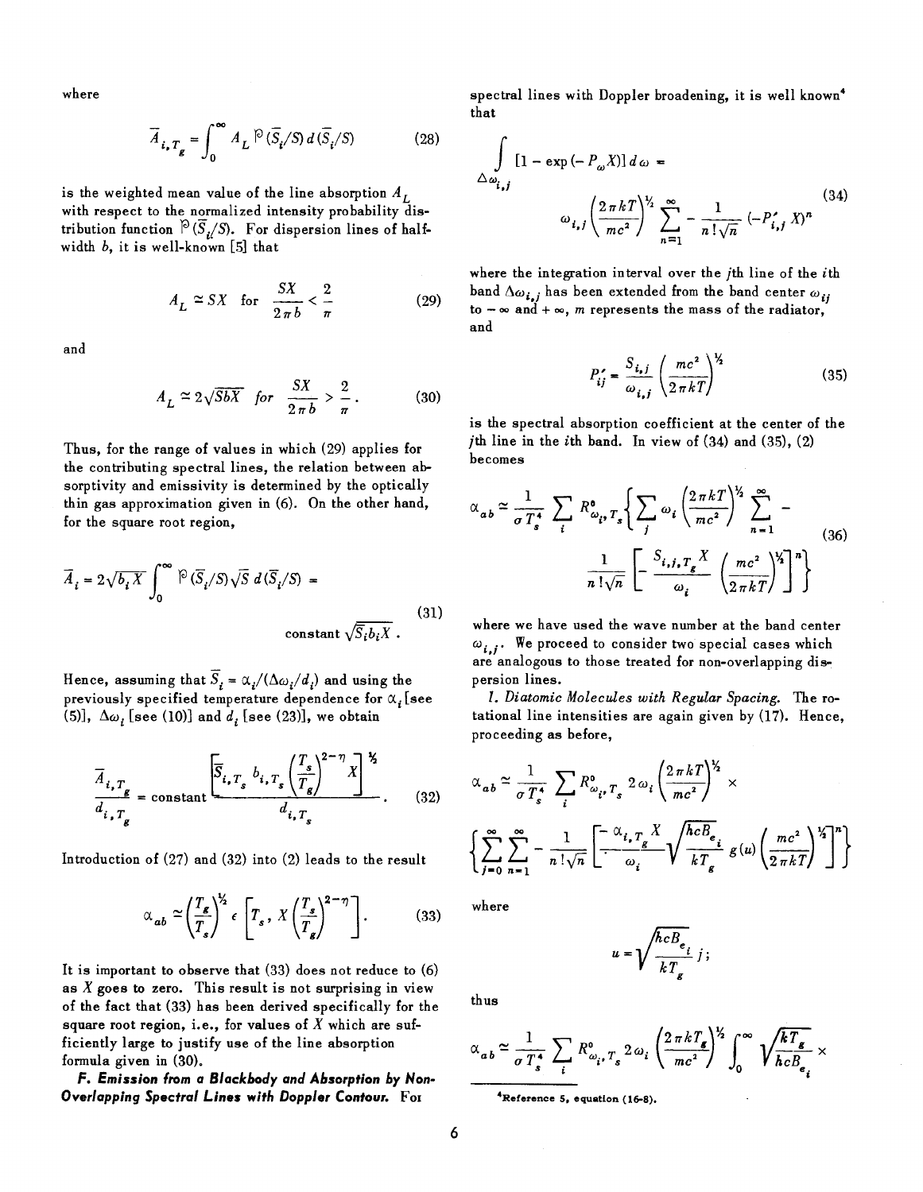where

$$\bar{A}_{i,T_g} = \int_0^\infty A_L \,\mathbb{P}(\bar{S}_i/S)\, d(\bar{S}_i/S) \tag{28}$$

is the weighted mean value of the line absorption $A_L$ with respect to the normalized intensity probability distribution function $\mathbb{P}(\bar{S}_i/S)$. For dispersion lines of half-width $b$, it is well-known [5] that

$$A_L \simeq SX \quad \text{for} \quad \frac{SX}{2\pi b} < \frac{2}{\pi} \tag{29}$$

and

$$A_L \simeq 2\sqrt{SbX} \quad \textit{for} \quad \frac{SX}{2\pi b} > \frac{2}{\pi}. \tag{30}$$

Thus, for the range of values in which (29) applies for the contributing spectral lines, the relation between absorptivity and emissivity is determined by the optically thin gas approximation given in (6). On the other hand, for the square root region,

$$\bar{A}_i = 2\sqrt{b_i X} \int_0^\infty \mathbb{P}(\bar{S}_i/S)\sqrt{S}\, d(\bar{S}_i/S) = \text{constant}\sqrt{\bar{S}_i b_i X}\,. \tag{31}$$

Hence, assuming that $\bar{S}_i = \alpha_i/(\Delta\omega_i/d_i)$ and using the previously specified temperature dependence for $\alpha_i$ [see (5)], $\Delta\omega_i$ [see (10)] and $d_i$ [see (23)], we obtain

$$\frac{\bar{A}_{i,T_g}}{d_{i,T_g}} = \text{constant}\,\frac{\left[\bar{S}_{i,T_s} b_{i,T_s}\left(\frac{T_s}{T_g}\right)^{2-\eta} X\right]^{1/2}}{d_{i,T_s}}. \tag{32}$$

Introduction of (27) and (32) into (2) leads to the result

$$\alpha_{ab} \simeq \left(\frac{T_g}{T_s}\right)^{1/2} \epsilon\left[T_s, X\left(\frac{T_s}{T_g}\right)^{2-\eta}\right]. \tag{33}$$

It is important to observe that (33) does not reduce to (6) as $X$ goes to zero. This result is not surprising in view of the fact that (33) has been derived specifically for the square root region, i.e., for values of $X$ which are sufficiently large to justify use of the line absorption formula given in (30).

***F. Emission from a Blackbody and Absorption by Non-Overlapping Spectral Lines with Doppler Contour.*** For spectral lines with Doppler broadening, it is well known[4] that

$$\int_{\Delta\omega_{i,j}} [1 - \exp(-P_\omega X)]\, d\omega = \omega_{i,j}\left(\frac{2\pi kT}{mc^2}\right)^{1/2} \sum_{n=1}^{\infty} -\frac{1}{n!\sqrt{n}}(-P'_{i,j}X)^n \tag{34}$$

where the integration interval over the $j$th line of the $i$th band $\Delta\omega_{i,j}$ has been extended from the band center $\omega_{ij}$ to $-\infty$ and $+\infty$, $m$ represents the mass of the radiator, and

$$P'_{ij} = \frac{S_{i,j}}{\omega_{i,j}}\left(\frac{mc^2}{2\pi kT}\right)^{1/2} \tag{35}$$

is the spectral absorption coefficient at the center of the $j$th line in the $i$th band. In view of (34) and (35), (2) becomes

$$\alpha_{ab} \simeq \frac{1}{\sigma T_s^4}\sum_i R^0_{\omega_i,T_s}\left\{\sum_j \omega_i\left(\frac{2\pi kT}{mc^2}\right)^{1/2}\sum_{n=1}^{\infty} -\frac{1}{n!\sqrt{n}}\left[-\frac{S_{i,j,T_g}X}{\omega_i}\left(\frac{mc^2}{2\pi kT}\right)^{1/2}\right]^n\right\} \tag{36}$$

where we have used the wave number at the band center $\omega_{i,j}$. We proceed to consider two special cases which are analogous to those treated for non-overlapping dispersion lines.

*1. Diatomic Molecules with Regular Spacing.* The rotational line intensities are again given by (17). Hence, proceeding as before,

$$\alpha_{ab} \simeq \frac{1}{\sigma T_s^4}\sum_i R^0_{\omega_i,T_s}\, 2\omega_i\left(\frac{2\pi kT}{mc^2}\right)^{1/2} \times \left\{\sum_{j=0}^{\infty}\sum_{n=1}^{\infty} -\frac{1}{n!\sqrt{n}}\left[\frac{-\alpha_{i,T_g}X}{\omega_i}\sqrt{\frac{hcB_{e_i}}{kT_g}}\, g(u)\left(\frac{mc^2}{2\pi kT}\right)^{1/2}\right]^n\right\}$$

where

$$u = \sqrt{\frac{hcB_{e_i}}{kT_g}}\, j;$$

thus

$$\alpha_{ab} \simeq \frac{1}{\sigma T_s^4}\sum_i R^0_{\omega_i,T_s}\, 2\omega_i\left(\frac{2\pi kT_g}{mc^2}\right)^{1/2}\int_0^\infty \sqrt{\frac{kT_g}{hcB_{e_i}}}\times$$

---

[4] Reference 5, equation (16-8).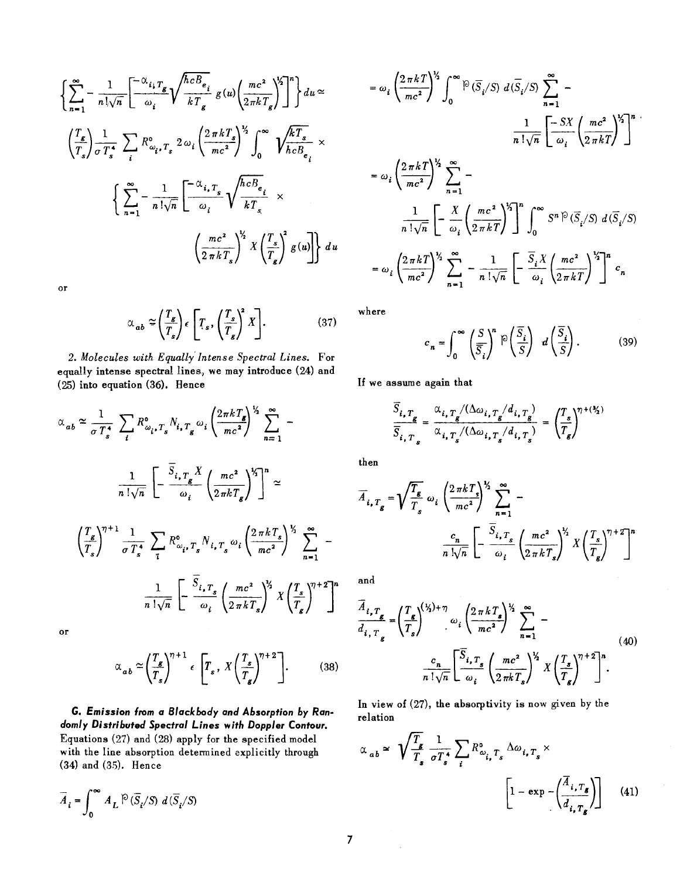$$\left\{\sum_{n=1}^{\infty} - \frac{1}{n!\sqrt{n}}\left[\frac{-\alpha_{i,T_g}}{\omega_i}\sqrt{\frac{hcB_{e_i}}{kT_g}}\, g(u)\left(\frac{mc^2}{2\pi kT_g}\right)^{\frac{1}{2}}\right]^n\right\} du \simeq$$

$$\left(\frac{T_g}{T_s}\right)\frac{1}{\sigma T_s^4}\sum_i R^0_{\omega_i, T_s}\, 2\omega_i\left(\frac{2\pi kT_s}{mc^2}\right)^{\frac{1}{2}}\int_0^{\infty}\sqrt{\frac{kT_s}{hcB_{e_i}}}\times$$

$$\left\{\sum_{n=1}^{\infty} - \frac{1}{n!\sqrt{n}}\left[\frac{-\alpha_{i,T_s}}{\omega_i}\sqrt{\frac{hcB_{e_i}}{kT_s}}\times\left(\frac{mc^2}{2\pi kT_s}\right)^{\frac{1}{2}} X\left(\frac{T_s}{T_g}\right)^2 g(u)\right]\right\} du$$

or

$$\alpha_{ab} \simeq \left(\frac{T_g}{T_s}\right)\epsilon\left[T_s, \left(\frac{T_s}{T_g}\right)^2 X\right]. \tag{37}$$

2. *Molecules with Equally Intense Spectral Lines.* For equally intense spectral lines, we may introduce (24) and (25) into equation (36). Hence

$$\alpha_{ab} \simeq \frac{1}{\sigma T_s^4}\sum_i R^0_{\omega_i, T_s} N_{i,T_g}\,\omega_i\left(\frac{2\pi kT_g}{mc^2}\right)^{\frac{1}{2}}\sum_{n=1}^{\infty} -$$

$$\frac{1}{n!\sqrt{n}}\left[-\frac{\bar{S}_{i,T_g} X}{\omega_i}\left(\frac{mc^2}{2\pi kT_g}\right)^{\frac{1}{2}}\right]^n \simeq$$

$$\left(\frac{T_g}{T_s}\right)^{\eta+1}\frac{1}{\sigma T_s^4}\sum_i R^0_{\omega_i, T_s} N_{i,T_s}\,\omega_i\left(\frac{2\pi kT_s}{mc^2}\right)^{\frac{1}{2}}\sum_{n=1}^{\infty} -$$

$$\frac{1}{n!\sqrt{n}}\left[-\frac{\bar{S}_{i,T_s}}{\omega_i}\left(\frac{mc^2}{2\pi kT_s}\right)^{\frac{1}{2}} X\left(\frac{T_s}{T_g}\right)^{\eta+2}\right]^n$$

or

$$\alpha_{ab} \simeq \left(\frac{T_g}{T_s}\right)^{\eta+1}\epsilon\left[T_s, X\left(\frac{T_s}{T_g}\right)^{\eta+2}\right]. \tag{38}$$

**G. *Emission from a Blackbody and Absorption by Randomly Distributed Spectral Lines with Doppler Contour.*** Equations (27) and (28) apply for the specified model with the line absorption determined explicitly through (34) and (35). Hence

$$\bar{A}_i = \int_0^{\infty} A_L\, \wp(\bar{S}_i/S)\, d(\bar{S}_i/S)$$

$$= \omega_i\left(\frac{2\pi kT}{mc^2}\right)^{\frac{1}{2}}\int_0^{\infty}\wp(\bar{S}_i/S)\, d(\bar{S}_i/S)\sum_{n=1}^{\infty} -$$

$$\frac{1}{n!\sqrt{n}}\left[\frac{-SX}{\omega_i}\left(\frac{mc^2}{2\pi kT}\right)^{\frac{1}{2}}\right]^n$$

$$= \omega_i\left(\frac{2\pi kT}{mc^2}\right)^{\frac{1}{2}}\sum_{n=1}^{\infty} -$$

$$\frac{1}{n!\sqrt{n}}\left[-\frac{X}{\omega_i}\left(\frac{mc^2}{2\pi kT}\right)\right]^n\int_0^{\infty} S^n\,\wp(\bar{S}_i/S)\, d(\bar{S}_i/S)$$

$$= \omega_i\left(\frac{2\pi kT}{mc^2}\right)^{\frac{1}{2}}\sum_{n=1}^{\infty} - \frac{1}{n!\sqrt{n}}\left[-\frac{\bar{S}_i X}{\omega_i}\left(\frac{mc^2}{2\pi kT}\right)^{\frac{1}{2}}\right]^n c_n$$

where

$$c_n = \int_0^{\infty}\left(\frac{S}{\bar{S}_i}\right)^n \wp\left(\frac{\bar{S}_i}{S}\right) d\left(\frac{\bar{S}_i}{S}\right). \tag{39}$$

If we assume again that

$$\frac{\bar{S}_{i,T_g}}{\bar{S}_{i,T_s}} = \frac{\alpha_{i,T_g}/(\Delta\omega_{i,T_g}/d_{i,T_g})}{\alpha_{i,T_s}/(\Delta\omega_{i,T_s}/d_{i,T_s})} = \left(\frac{T_s}{T_g}\right)^{\eta+(\frac{3}{2})}$$

then

$$\bar{A}_{i,T_g} = \sqrt{\frac{T_g}{T_s}}\,\omega_i\left(\frac{2\pi kT_s}{mc^2}\right)^{\frac{1}{2}}\sum_{n=1}^{\infty} -$$

$$\frac{c_n}{n!\sqrt{n}}\left[-\frac{\bar{S}_{i,T_s}}{\omega_i}\left(\frac{mc^2}{2\pi kT_s}\right)^{\frac{1}{2}} X\left(\frac{T_s}{T_g}\right)^{\eta+2}\right]^n$$

and

$$\frac{\bar{A}_{i,T_g}}{d_{i,T_g}} = \left(\frac{T_g}{T_s}\right)^{(\frac{1}{2})+\eta}\omega_i\left(\frac{2\pi kT_s}{mc^2}\right)^{\frac{1}{2}}\sum_{n=1}^{\infty} -$$
$$\frac{c_n}{n!\sqrt{n}}\left[\frac{\bar{S}_{i,T_s}}{\omega_i}\left(\frac{mc^2}{2\pi kT_s}\right)^{\frac{1}{2}} X\left(\frac{T_s}{T_g}\right)^{\eta+2}\right]^n. \tag{40}$$

In view of (27), the absorptivity is now given by the relation

$$\alpha_{ab} \simeq \sqrt{\frac{T_g}{T_s}}\frac{1}{\sigma T_s^4}\sum_i R^0_{\omega_i, T_s}\Delta\omega_{i,T_s}\times\left[1 - \exp -\left(\frac{\bar{A}_{i,T_g}}{d_{i,T_g}}\right)\right] \tag{41}$$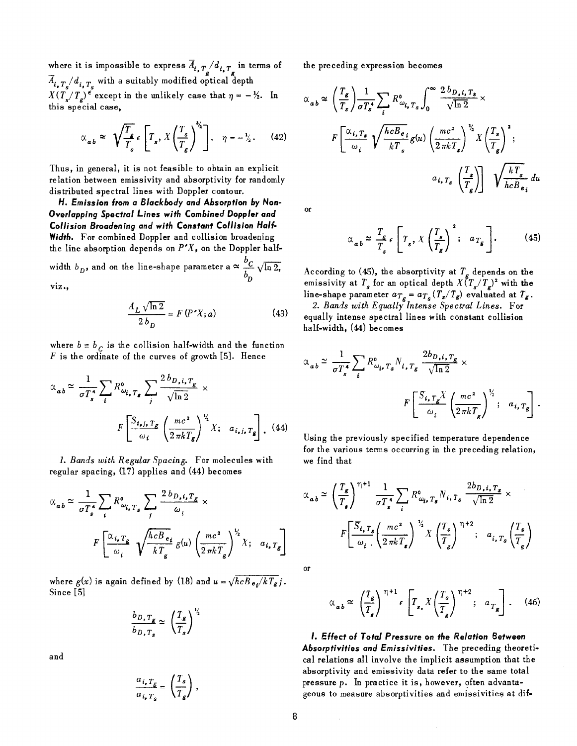where it is impossible to express $\bar{A}_{i,T_g}/d_{i,T_g}$ in terms of $\bar{A}_{i,T_s}/d_{i,T_s}$ with a suitably modified optical depth $X(T_s/T_g)^{\epsilon}$ except in the unlikely case that $\eta = -\frac{1}{2}$. In this special case,

$$\alpha_{ab} \simeq \sqrt{\frac{T_g}{T_s}}\,\epsilon\left[T_s, X\left(\frac{T_s}{T_g}\right)^{3/2}\right], \quad \eta = -\tfrac{1}{2}. \tag{42}$$

Thus, in general, it is not feasible to obtain an explicit relation between emissivity and absorptivity for randomly distributed spectral lines with Doppler contour.

***H. Emission from a Blackbody and Absorption by Non-Overlapping Spectral Lines with Combined Doppler and Collision Broadening and with Constant Collision Half-Width.*** For combined Doppler and collision broadening the line absorption depends on $P'X$, on the Doppler half-width $b_D$, and on the line-shape parameter $a \simeq \frac{b_C}{b_D}\sqrt{\ln 2}$, viz.,

$$\frac{A_L\sqrt{\ln 2}}{2\,b_D} = F(P'X; a) \tag{43}$$

where $b \equiv b_C$ is the collision half-width and the function $F$ is the ordinate of the curves of growth [5]. Hence

$$\alpha_{ab} \simeq \frac{1}{\sigma T_s^4}\sum_i R^0_{\omega_i,T_s}\sum_j \frac{2\,b_{D,i,T_g}}{\sqrt{\ln 2}}\times F\left[\frac{S_{i,j,T_g}}{\omega_i}\left(\frac{mc^2}{2\pi kT_g}\right)^{1/2}X;\ a_{i,j,T_g}\right]. \tag{44}$$

*1. Bands with Regular Spacing.* For molecules with regular spacing, (17) applies and (44) becomes

$$\alpha_{ab} \simeq \frac{1}{\sigma T_s^4}\sum_i R^0_{\omega_i,T_s}\sum_j \frac{2\,b_{D,i,T_g}}{\omega_i}\times F\left[\frac{\alpha_{i,T_g}}{\omega_i}\sqrt{\frac{hcB_{e_i}}{kT_g}}\,g(u)\left(\frac{mc^2}{2\pi kT_g}\right)^{1/2}X;\ a_{i,T_g}\right]$$

where $g(x)$ is again defined by (18) and $u = \sqrt{hcB_{e_i}/kT_g}\,j$. Since [5]

$$\frac{b_{D,T_g}}{b_{D,T_s}} \simeq \left(\frac{T_g}{T_s}\right)^{1/2}$$

and

$$\frac{a_{i,T_g}}{a_{i,T_s}} = \left(\frac{T_s}{T_g}\right),$$

the preceding expression becomes

$$\alpha_{ab} \simeq \left(\frac{T_g}{T_s}\right)\frac{1}{\sigma T_s^4}\sum_i R^0_{\omega_i,T_s}\int_0^\infty \frac{2\,b_{D,i,T_s}}{\sqrt{\ln 2}}\times F\left[\frac{\alpha_{i,T_s}}{\omega_i}\sqrt{\frac{hcB_{e_i}}{kT_s}}\,g(u)\left(\frac{mc^2}{2\pi kT_s}\right)^{1/2}X\left(\frac{T_s}{T_g}\right)^2;\ a_{i,T_s}\left(\frac{T_s}{T_g}\right)\right]\sqrt{\frac{kT_s}{hcB_{e_i}}}\,du$$

or

$$\alpha_{ab} \simeq \frac{T_g}{T_s}\,\epsilon\left[T_s, X\left(\frac{T_s}{T_g}\right)^2;\ a_{T_g}\right]. \tag{45}$$

According to (45), the absorptivity at $T_g$ depends on the emissivity at $T_s$ for an optical depth $X(T_s/T_g)^2$ with the line-shape parameter $a_{T_g} = a_{T_s}(T_s/T_g)$ evaluated at $T_g$.

*2. Bands with Equally Intense Spectral Lines.* For equally intense spectral lines with constant collision half-width, (44) becomes

$$\alpha_{ab} \simeq \frac{1}{\sigma T_s^4}\sum_i R^0_{\omega_i,T_s}N_{i,T_g}\frac{2b_{D,i,T_g}}{\sqrt{\ln 2}}\times F\left[\frac{\bar{S}_{i,T_g}X}{\omega_i}\left(\frac{mc^2}{2\pi kT_g}\right)^{1/2};\ a_{i,T_g}\right].$$

Using the previously specified temperature dependence for the various terms occurring in the preceding relation, we find that

$$\alpha_{ab} \simeq \left(\frac{T_g}{T_s}\right)^{\eta+1}\frac{1}{\sigma T_s^4}\sum_i R^0_{\omega_i,T_s}N_{i,T_s}\frac{2b_{D,i,T_s}}{\sqrt{\ln 2}}\times F\left[\frac{\bar{S}_{i,T_s}}{\omega_i}\left(\frac{mc^2}{2\pi kT_s}\right)^{1/2}X\left(\frac{T_s}{T_g}\right)^{\eta+2};\ a_{i,T_s}\left(\frac{T_s}{T_g}\right)\right]$$

or

$$\alpha_{ab} \simeq \left(\frac{T_g}{T_s}\right)^{\eta+1}\epsilon\left[T_s, X\left(\frac{T_s}{T_g}\right)^{\eta+2};\ a_{T_g}\right]. \tag{46}$$

***I. Effect of Total Pressure on the Relation Between Absorptivities and Emissivities.*** The preceding theoretical relations all involve the implicit assumption that the absorptivity and emissivity data refer to the same total pressure $p$. In practice it is, however, often advantageous to measure absorptivities and emissivities at dif-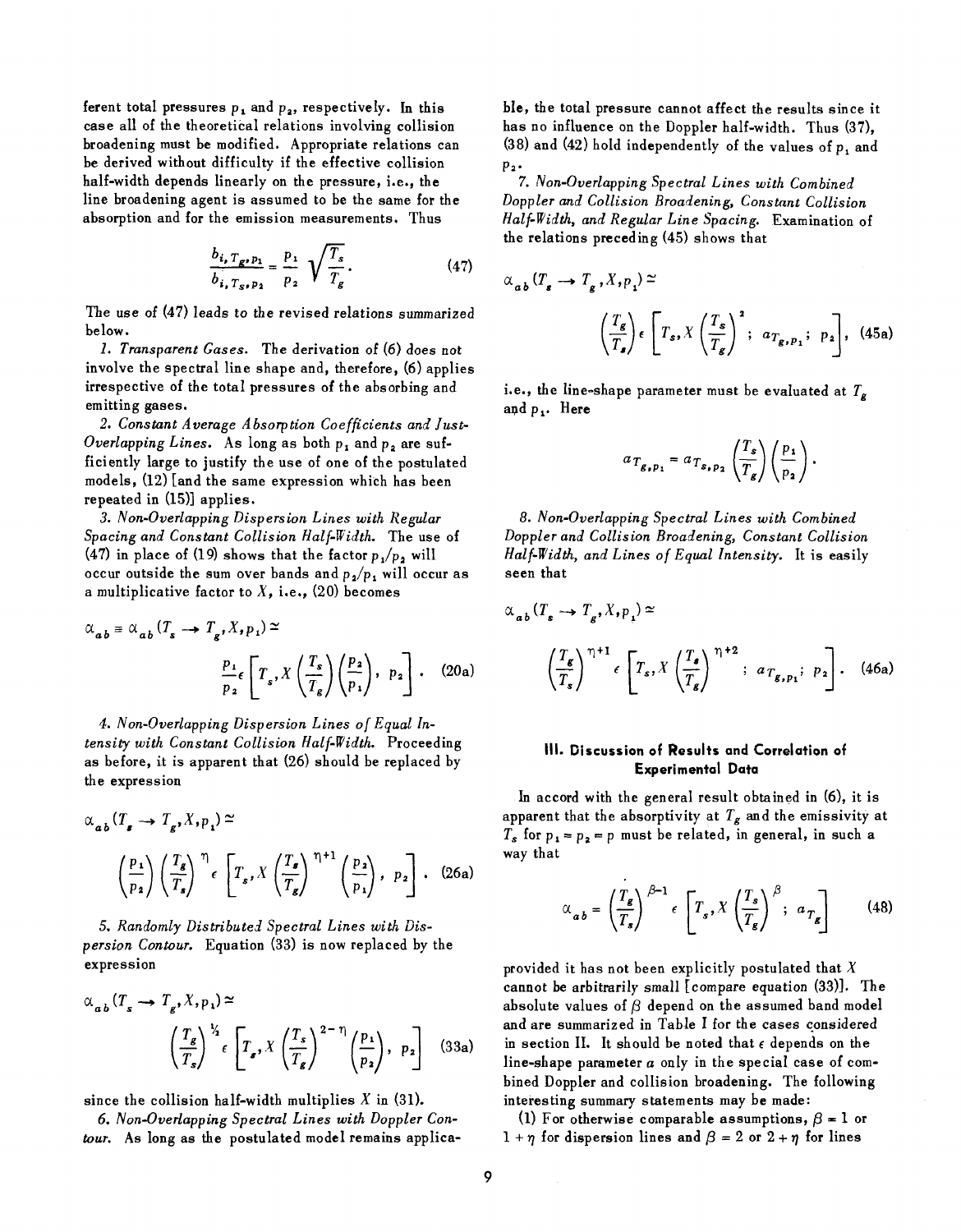ferent total pressures $p_1$ and $p_2$, respectively. In this case all of the theoretical relations involving collision broadening must be modified. Appropriate relations can be derived without difficulty if the effective collision half-width depends linearly on the pressure, i.e., the line broadening agent is assumed to be the same for the absorption and for the emission measurements. Thus

$$\frac{b_{i,T_g,p_1}}{b_{i,T_s,p_2}} = \frac{p_1}{p_2}\sqrt{\frac{T_s}{T_g}}. \tag{47}$$

The use of (47) leads to the revised relations summarized below.

*1. Transparent Gases.* The derivation of (6) does not involve the spectral line shape and, therefore, (6) applies irrespective of the total pressures of the absorbing and emitting gases.

*2. Constant Average Absorption Coefficients and Just-Overlapping Lines.* As long as both $p_1$ and $p_2$ are sufficiently large to justify the use of one of the postulated models, (12) [and the same expression which has been repeated in (15)] applies.

*3. Non-Overlapping Dispersion Lines with Regular Spacing and Constant Collision Half-Width.* The use of (47) in place of (19) shows that the factor $p_1/p_2$ will occur outside the sum over bands and $p_2/p_1$ will occur as a multiplicative factor to $X$, i.e., (20) becomes

$$\alpha_{ab} \equiv \alpha_{ab}(T_s \rightarrow T_g, X, p_1) \simeq \frac{p_1}{p_2}\epsilon\left[T_s, X\left(\frac{T_s}{T_g}\right)\left(\frac{p_2}{p_1}\right), \; p_2\right]. \tag{20a}$$

*4. Non-Overlapping Dispersion Lines of Equal Intensity with Constant Collision Half-Width.* Proceeding as before, it is apparent that (26) should be replaced by the expression

$$\alpha_{ab}(T_s \rightarrow T_g, X, p_1) \simeq \left(\frac{p_1}{p_2}\right)\left(\frac{T_g}{T_s}\right)^{\eta}\epsilon\left[T_s, X\left(\frac{T_s}{T_g}\right)^{\eta+1}\left(\frac{p_2}{p_1}\right), \; p_2\right]. \tag{26a}$$

*5. Randomly Distributed Spectral Lines with Dispersion Contour.* Equation (33) is now replaced by the expression

$$\alpha_{ab}(T_s \rightarrow T_g, X, p_1) \simeq \left(\frac{T_g}{T_s}\right)^{1/2}\epsilon\left[T_s, X\left(\frac{T_s}{T_g}\right)^{2-\eta}\left(\frac{p_1}{p_2}\right), \; p_2\right] \tag{33a}$$

since the collision half-width multiplies $X$ in (31).

*6. Non-Overlapping Spectral Lines with Doppler Contour.* As long as the postulated model remains applicable, the total pressure cannot affect the results since it has no influence on the Doppler half-width. Thus (37), (38) and (42) hold independently of the values of $p_1$ and $p_2$.

*7. Non-Overlapping Spectral Lines with Combined Doppler and Collision Broadening, Constant Collision Half-Width, and Regular Line Spacing.* Examination of the relations preceding (45) shows that

$$\alpha_{ab}(T_s \rightarrow T_g, X, p_1) \simeq \left(\frac{T_g}{T_s}\right)\epsilon\left[T_s, X\left(\frac{T_s}{T_g}\right)^2; \; a_{T_g,p_1}; \; p_2\right], \tag{45a}$$

i.e., the line-shape parameter must be evaluated at $T_g$ and $p_1$. Here

$$a_{T_g,p_1} = a_{T_s,p_2}\left(\frac{T_s}{T_g}\right)\left(\frac{p_1}{p_2}\right).$$

*8. Non-Overlapping Spectral Lines with Combined Doppler and Collision Broadening, Constant Collision Half-Width, and Lines of Equal Intensity.* It is easily seen that

$$\alpha_{ab}(T_s \rightarrow T_g, X, p_1) \simeq \left(\frac{T_g}{T_s}\right)^{\eta+1}\epsilon\left[T_s, X\left(\frac{T_s}{T_g}\right)^{\eta+2}; \; a_{T_g,p_1}; \; p_2\right]. \tag{46a}$$

### III. Discussion of Results and Correlation of Experimental Data

In accord with the general result obtained in (6), it is apparent that the absorptivity at $T_g$ and the emissivity at $T_s$ for $p_1 = p_2 = p$ must be related, in general, in such a way that

$$\alpha_{ab} = \left(\frac{T_g}{T_s}\right)^{\beta-1}\epsilon\left[T_s, X\left(\frac{T_s}{T_g}\right)^{\beta}; \; a_{T_g}\right] \tag{48}$$

provided it has not been explicitly postulated that $X$ cannot be arbitrarily small [compare equation (33)]. The absolute values of $\beta$ depend on the assumed band model and are summarized in Table I for the cases considered in section II. It should be noted that $\epsilon$ depends on the line-shape parameter $a$ only in the special case of combined Doppler and collision broadening. The following interesting summary statements may be made:

(1) For otherwise comparable assumptions, $\beta = 1$ or $1 + \eta$ for dispersion lines and $\beta = 2$ or $2 + \eta$ for lines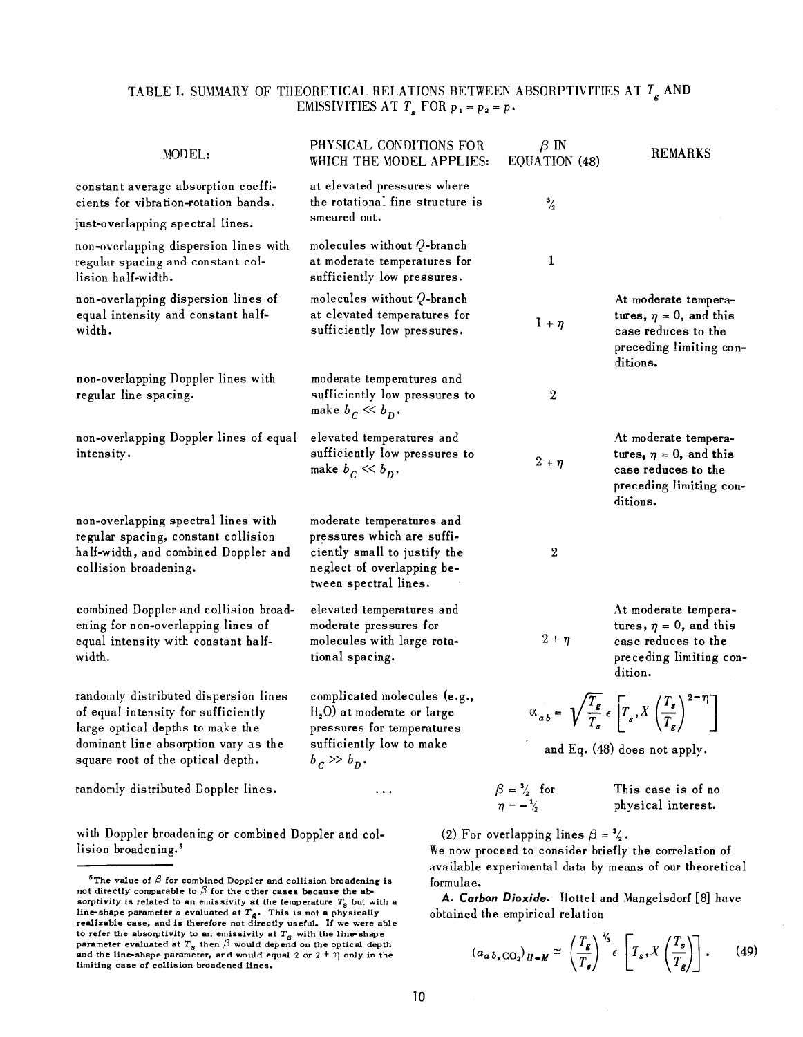TABLE I. SUMMARY OF THEORETICAL RELATIONS BETWEEN ABSORPTIVITIES AT $T_g$ AND EMISSIVITIES AT $T_s$ FOR $p_1 = p_2 = p$.

| MODEL: | PHYSICAL CONDITIONS FOR WHICH THE MODEL APPLIES: | $\beta$ IN EQUATION (48) | REMARKS |
|---|---|---|---|
| constant average absorption coefficients for vibration-rotation bands. just-overlapping spectral lines. | at elevated pressures where the rotational fine structure is smeared out. | $\frac{3}{2}$ | |
| non-overlapping dispersion lines with regular spacing and constant collision half-width. | molecules without $Q$-branch at moderate temperatures for sufficiently low pressures. | 1 | |
| non-overlapping dispersion lines of equal intensity and constant half-width. | molecules without $Q$-branch at elevated temperatures for sufficiently low pressures. | $1 + \eta$ | At moderate temperatures, $\eta = 0$, and this case reduces to the preceding limiting conditions. |
| non-overlapping Doppler lines with regular line spacing. | moderate temperatures and sufficiently low pressures to make $b_C \ll b_D$. | 2 | |
| non-overlapping Doppler lines of equal intensity. | elevated temperatures and sufficiently low pressures to make $b_C \ll b_D$. | $2 + \eta$ | At moderate temperatures, $\eta = 0$, and this case reduces to the preceding limiting conditions. |
| non-overlapping spectral lines with regular spacing, constant collision half-width, and combined Doppler and collision broadening. | moderate temperatures and pressures which are sufficiently small to justify the neglect of overlapping between spectral lines. | 2 | |
| combined Doppler and collision broadening for non-overlapping lines of equal intensity with constant half-width. | elevated temperatures and moderate pressures for molecules with large rotational spacing. | $2 + \eta$ | At moderate temperatures, $\eta = 0$, and this case reduces to the preceding limiting condition. |
| randomly distributed dispersion lines of equal intensity for sufficiently large optical depths to make the dominant line absorption vary as the square root of the optical depth. | complicated molecules (e.g., $H_2O$) at moderate or large pressures for temperatures sufficiently low to make $b_C \gg b_D$. | $\alpha_{ab} = \sqrt{\frac{T_g}{T_s}}\,\epsilon\left[T_s, X\left(\frac{T_s}{T_g}\right)^{2-\eta}\right]$ and Eq. (48) does not apply. | |
| randomly distributed Doppler lines. | ... | $\beta = \frac{3}{2}$ for $\eta = -\frac{1}{2}$ | This case is of no physical interest. |

with Doppler broadening or combined Doppler and collision broadening.[5]

(2) For overlapping lines $\beta = \frac{3}{2}$.

We now proceed to consider briefly the correlation of available experimental data by means of our theoretical formulae.

**A. Carbon Dioxide.** Hottel and Mangelsdorf [8] have obtained the empirical relation

$$(a_{ab,\,CO_2})_{H-M} \simeq \left(\frac{T_g}{T_s}\right)^{\frac{2}{3}} \epsilon\left[T_s, X\left(\frac{T_s}{T_g}\right)\right]. \tag{49}$$

---

[5] The value of $\beta$ for combined Doppler and collision broadening is not directly comparable to $\beta$ for the other cases because the absorptivity is related to an emissivity at the temperature $T_s$ but with a line-shape parameter $a$ evaluated at $T_g$. This is not a physically realizable case, and is therefore not directly useful. If we were able to refer the absorptivity to an emissivity at $T_s$ with the line-shape parameter evaluated at $T_s$ then $\beta$ would depend on the optical depth and the line-shape parameter, and would equal 2 or $2 + \eta$ only in the limiting case of collision broadened lines.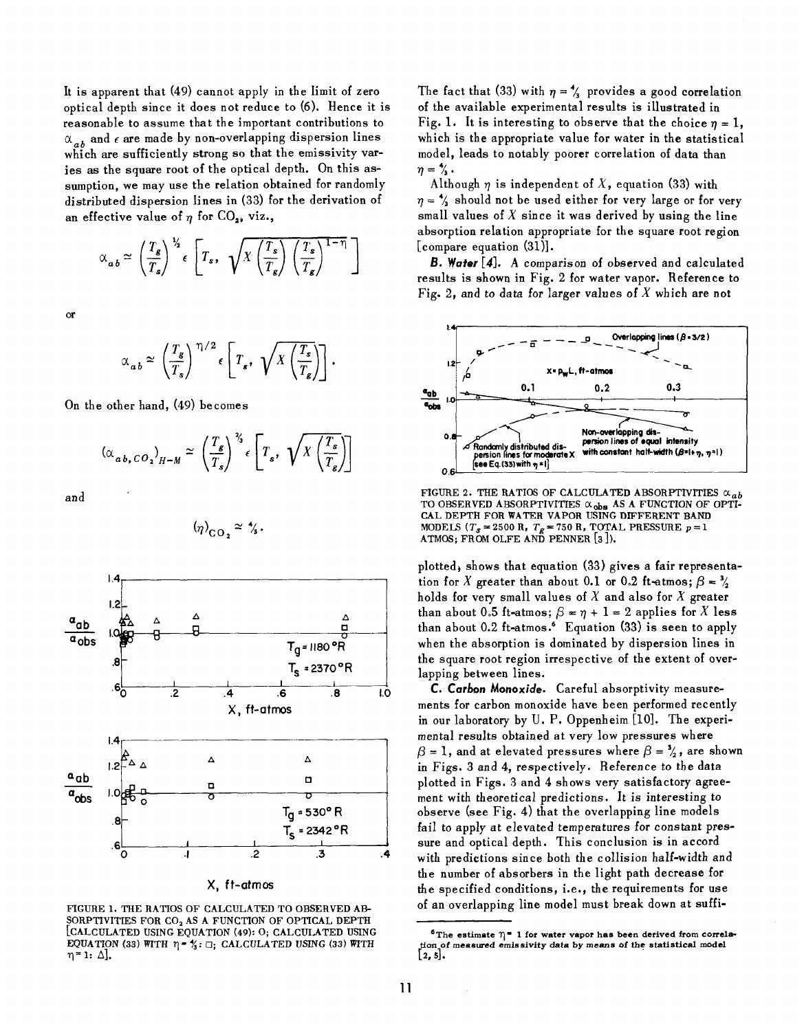It is apparent that (49) cannot apply in the limit of zero optical depth since it does not reduce to (6). Hence it is reasonable to assume that the important contributions to $\alpha_{ab}$ and $\epsilon$ are made by non-overlapping dispersion lines which are sufficiently strong so that the emissivity varies as the square root of the optical depth. On this assumption, we may use the relation obtained for randomly distributed dispersion lines in (33) for the derivation of an effective value of $\eta$ for $CO_2$, viz.,

$$\alpha_{ab} \simeq \left(\frac{T_g}{T_s}\right)^{1/2} \epsilon \left[T_s, \sqrt{X\left(\frac{T_s}{T_g}\right)\left(\frac{T_s}{T_g}\right)^{1-\eta}}\right]$$

or

$$\alpha_{ab} \simeq \left(\frac{T_g}{T_s}\right)^{\eta/2} \epsilon \left[T_s, \sqrt{X\left(\frac{T_s}{T_g}\right)}\right].$$

On the other hand, (49) becomes

$$(\alpha_{ab,CO_2})_{H-M} \simeq \left(\frac{T_g}{T_s}\right)^{2/3} \epsilon \left[T_s, \sqrt{X\left(\frac{T_s}{T_g}\right)}\right]$$

and

$$(\eta)_{CO_2} \simeq 4/3.$$

FIGURE 1. THE RATIOS OF CALCULATED TO OBSERVED ABSORPTIVITIES FOR $CO_2$ AS A FUNCTION OF OPTICAL DEPTH [CALCULATED USING EQUATION (49): O; CALCULATED USING EQUATION (33) WITH $\eta = 4/3$: □; CALCULATED USING (33) WITH $\eta = 1$: △].

The fact that (33) with $\eta = 4/3$ provides a good correlation of the available experimental results is illustrated in Fig. 1. It is interesting to observe that the choice $\eta = 1$, which is the appropriate value for water in the statistical model, leads to notably poorer correlation of data than $\eta = 4/3$.

Although $\eta$ is independent of $X$, equation (33) with $\eta = 4/3$ should not be used either for very large or for very small values of $X$ since it was derived by using the line absorption relation appropriate for the square root region [compare equation (31)].

**B. Water** [4]. A comparison of observed and calculated results is shown in Fig. 2 for water vapor. Reference to Fig. 2, and to data for larger values of $X$ which are not plotted, shows that equation (33) gives a fair representation for $X$ greater than about 0.1 or 0.2 ft-atmos; $\beta = 3/2$ holds for very small values of $X$ and also for $X$ greater than about 0.5 ft-atmos; $\beta = \eta + 1 = 2$ applies for $X$ less than about 0.2 ft-atmos.[6] Equation (33) is seen to apply when the absorption is dominated by dispersion lines in the square root region irrespective of the extent of overlapping between lines.

FIGURE 2. THE RATIOS OF CALCULATED ABSORPTIVITIES $\alpha_{ab}$ TO OBSERVED ABSORPTIVITIES $\alpha_{obs}$ AS A FUNCTION OF OPTICAL DEPTH FOR WATER VAPOR USING DIFFERENT BAND MODELS ($T_s = 2500$ R, $T_g = 750$ R, TOTAL PRESSURE $p = 1$ ATMOS; FROM OLFE AND PENNER [3]).

**C. Carbon Monoxide.** Careful absorptivity measurements for carbon monoxide have been performed recently in our laboratory by U. P. Oppenheim [10]. The experimental results obtained at very low pressures where $\beta = 1$, and at elevated pressures where $\beta = 3/2$, are shown in Figs. 3 and 4, respectively. Reference to the data plotted in Figs. 3 and 4 shows very satisfactory agreement with theoretical predictions. It is interesting to observe (see Fig. 4) that the overlapping line models fail to apply at elevated temperatures for constant pressure and optical depth. This conclusion is in accord with predictions since both the collision half-width and the number of absorbers in the light path decrease for the specified conditions, i.e., the requirements for use of an overlapping line model must break down at suffi-

[6] The estimate $\eta = 1$ for water vapor has been derived from correlation of measured emissivity data by means of the statistical model [2, 5].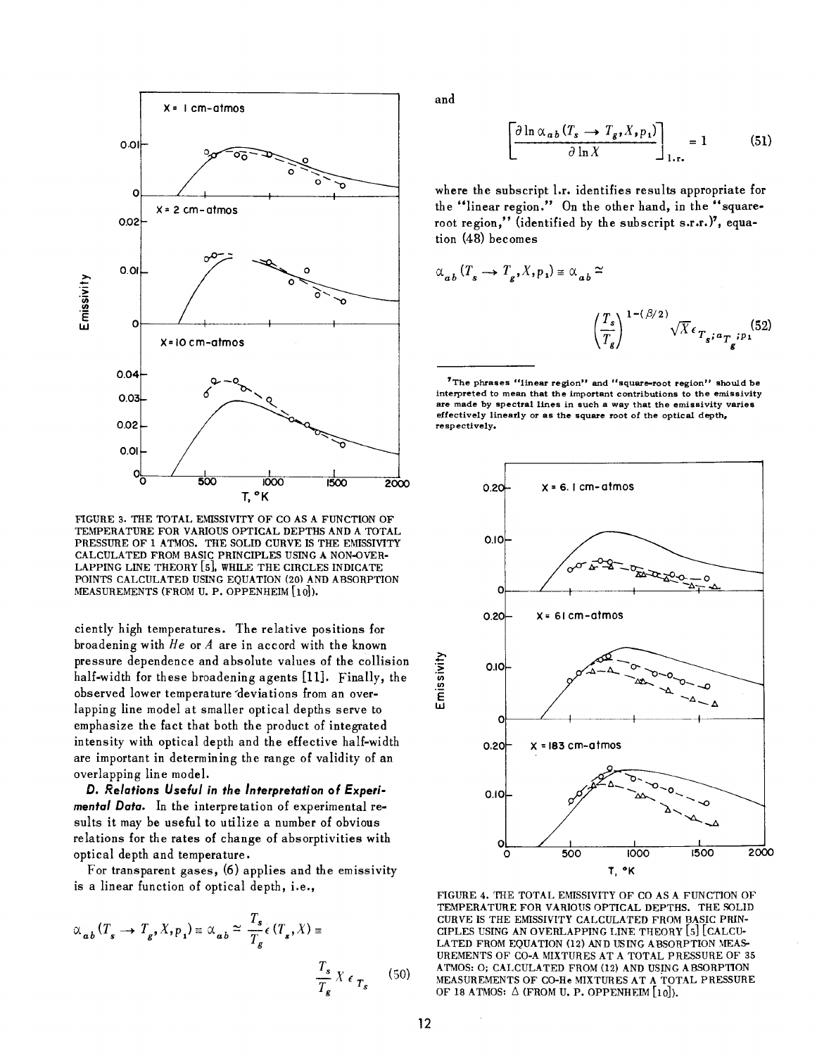FIGURE 3. THE TOTAL EMISSIVITY OF CO AS A FUNCTION OF TEMPERATURE FOR VARIOUS OPTICAL DEPTHS AND A TOTAL PRESSURE OF 1 ATMOS. THE SOLID CURVE IS THE EMISSIVITY CALCULATED FROM BASIC PRINCIPLES USING A NON-OVERLAPPING LINE THEORY [5], WHILE THE CIRCLES INDICATE POINTS CALCULATED USING EQUATION (20) AND ABSORPTION MEASUREMENTS (FROM U. P. OPPENHEIM [10]).

ciently high temperatures. The relative positions for broadening with *He* or *A* are in accord with the known pressure dependence and absolute values of the collision half-width for these broadening agents [11]. Finally, the observed lower temperature deviations from an overlapping line model at smaller optical depths serve to emphasize the fact that both the product of integrated intensity with optical depth and the effective half-width are important in determining the range of validity of an overlapping line model.

***D. Relations Useful in the Interpretation of Experimental Data.*** In the interpretation of experimental results it may be useful to utilize a number of obvious relations for the rates of change of absorptivities with optical depth and temperature.

For transparent gases, (6) applies and the emissivity is a linear function of optical depth, i.e.,

$$\alpha_{ab}(T_s \rightarrow T_g, X, p_1) \equiv \alpha_{ab} \simeq \frac{T_s}{T_g}\epsilon(T_s, X) \equiv \frac{T_s}{T_g} X \epsilon_{T_s} \qquad (50)$$

and

$$\left[\frac{\partial \ln \alpha_{ab}(T_s \rightarrow T_g, X, p_1)}{\partial \ln X}\right]_{l.r.} = 1 \qquad (51)$$

where the subscript l.r. identifies results appropriate for the "linear region." On the other hand, in the "square-root region," (identified by the subscript s.r.r.)[7], equation (48) becomes

$$\alpha_{ab}(T_s \rightarrow T_g, X, p_1) \equiv \alpha_{ab} \simeq \left(\frac{T_s}{T_g}\right)^{1-(\beta/2)} \sqrt{X}\,\epsilon_{T_s; a_{T_g}; p_1} \qquad (52)$$

[7] The phrases "linear region" and "square-root region" should be interpreted to mean that the important contributions to the emissivity are made by spectral lines in such a way that the emissivity varies effectively linearly or as the square root of the optical depth, respectively.

FIGURE 4. THE TOTAL EMISSIVITY OF CO AS A FUNCTION OF TEMPERATURE FOR VARIOUS OPTICAL DEPTHS. THE SOLID CURVE IS THE EMISSIVITY CALCULATED FROM BASIC PRINCIPLES USING AN OVERLAPPING LINE THEORY [5] [CALCULATED FROM EQUATION (12) AND USING ABSORPTION MEASUREMENTS OF CO-A MIXTURES AT A TOTAL PRESSURE OF 35 ATMOS: O; CALCULATED FROM (12) AND USING ABSORPTION MEASUREMENTS OF CO-He MIXTURES AT A TOTAL PRESSURE OF 18 ATMOS: Δ (FROM U. P. OPPENHEIM [10]).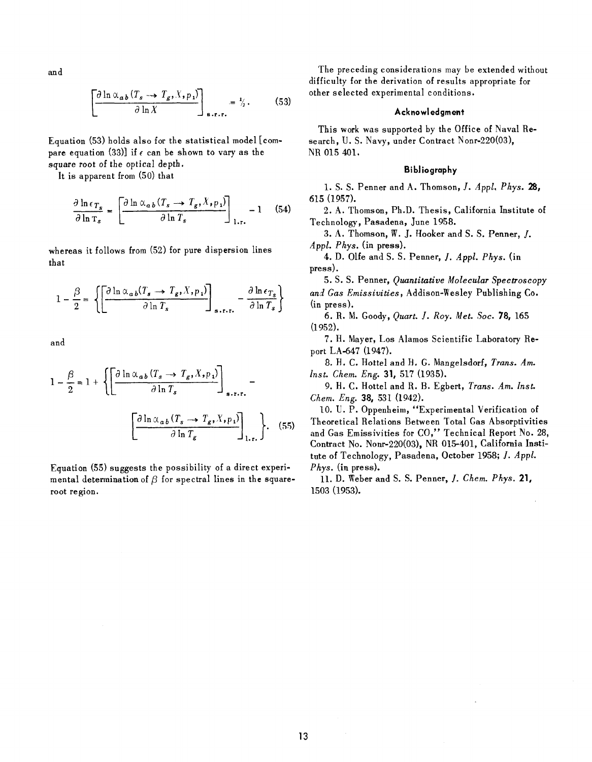and

$$\left[\frac{\partial \ln \alpha_{ab}(T_s \rightarrow T_g, X, p_1)}{\partial \ln X}\right]_{\text{s.r.r.}} = {}^1\!/\!_2 . \quad (53)$$

Equation (53) holds also for the statistical model [compare equation (33)] if $\epsilon$ can be shown to vary as the square root of the optical depth.

It is apparent from (50) that

$$\frac{\partial \ln \epsilon_{T_s}}{\partial \ln T_s} = \left[\frac{\partial \ln \alpha_{ab}(T_s \rightarrow T_g, X, p_1)}{\partial \ln T_s}\right]_{\text{l.r.}} - 1 \quad (54)$$

whereas it follows from (52) for pure dispersion lines that

$$1 - \frac{\beta}{2} = \left\{\left[\frac{\partial \ln \alpha_{ab}(T_s \rightarrow T_g, X, p_1)}{\partial \ln T_s}\right]_{\text{s.r.r.}} - \frac{\partial \ln \epsilon_{T_s}}{\partial \ln T_s}\right\}$$

and

$$1 - \frac{\beta}{2} = 1 + \left\{\left[\frac{\partial \ln \alpha_{ab}(T_s \rightarrow T_g, X, p_1)}{\partial \ln T_s}\right]_{\text{s.r.r.}} - \left[\frac{\partial \ln \alpha_{ab}(T_s \rightarrow T_g, X, p_1)}{\partial \ln T_g}\right]_{\text{l.r.}}\right\}. \quad (55)$$

Equation (55) suggests the possibility of a direct experimental determination of $\beta$ for spectral lines in the square-root region.

The preceding considerations may be extended without difficulty for the derivation of results appropriate for other selected experimental conditions.

### Acknowledgment

This work was supported by the Office of Naval Research, U. S. Navy, under Contract Nonr-220(03), NR 015 401.

### Bibliography

1. S. S. Penner and A. Thomson, *J. Appl. Phys.* **28**, 615 (1957).
2. A. Thomson, Ph.D. Thesis, California Institute of Technology, Pasadena, June 1958.
3. A. Thomson, W. J. Hooker and S. S. Penner, *J. Appl. Phys.* (in press).
4. D. Olfe and S. S. Penner, *J. Appl. Phys.* (in press).
5. S. S. Penner, *Quantitative Molecular Spectroscopy and Gas Emissivities*, Addison-Wesley Publishing Co. (in press).
6. R. M. Goody, *Quart. J. Roy. Met. Soc.* **78**, 165 (1952).
7. H. Mayer, Los Alamos Scientific Laboratory Report LA-647 (1947).
8. H. C. Hottel and H. G. Mangelsdorf, *Trans. Am. Inst. Chem. Eng.* **31**, 517 (1935).
9. H. C. Hottel and R. B. Egbert, *Trans. Am. Inst. Chem. Eng.* **38**, 531 (1942).
10. U. P. Oppenheim, "Experimental Verification of Theoretical Relations Between Total Gas Absorptivities and Gas Emissivities for CO," Technical Report No. 28, Contract No. Nonr-220(03), NR 015-401, California Institute of Technology, Pasadena, October 1958; *J. Appl. Phys.* (in press).
11. D. Weber and S. S. Penner, *J. Chem. Phys.* **21**, 1503 (1953).